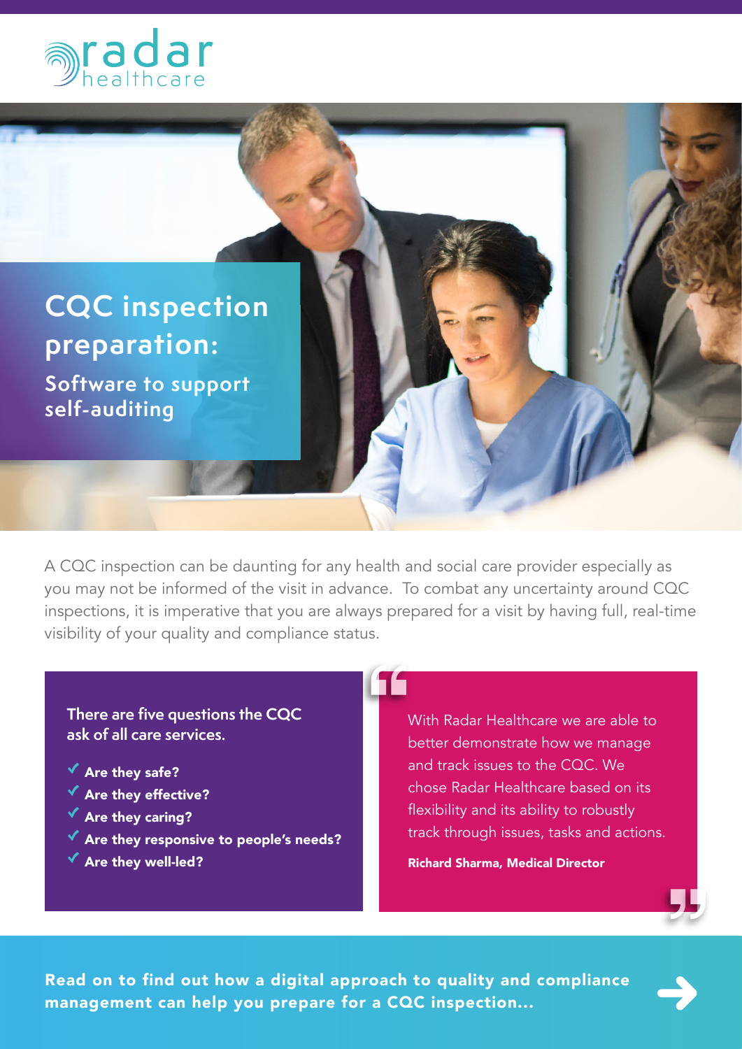radar healthcare

# CQC inspection preparation:

## Software to support self-auditing

A CQC inspection can be daunting for any health and social care provider especially as you may not be informed of the visit in advance. To combat any uncertainty around CQC inspections, it is imperative that you are always prepared for a visit by having full, real-time visibility of your quality and compliance status.

There are five questions the CQC ask of all care services.

- ✓ **Are they safe?**
- ✓ **Are they effective?**
- ✓ **Are they caring?**
- ✓ **Are they responsive to people's needs?**
- ✓ **Are they well-led?**

> "With Radar Healthcare we are able to better demonstrate how we manage and track issues to the CQC. We chose Radar Healthcare based on its flexibility and its ability to robustly track through issues, tasks and actions."
>
> **Richard Sharma, Medical Director**

**Read on to find out how a digital approach to quality and compliance management can help you prepare for a CQC inspection...**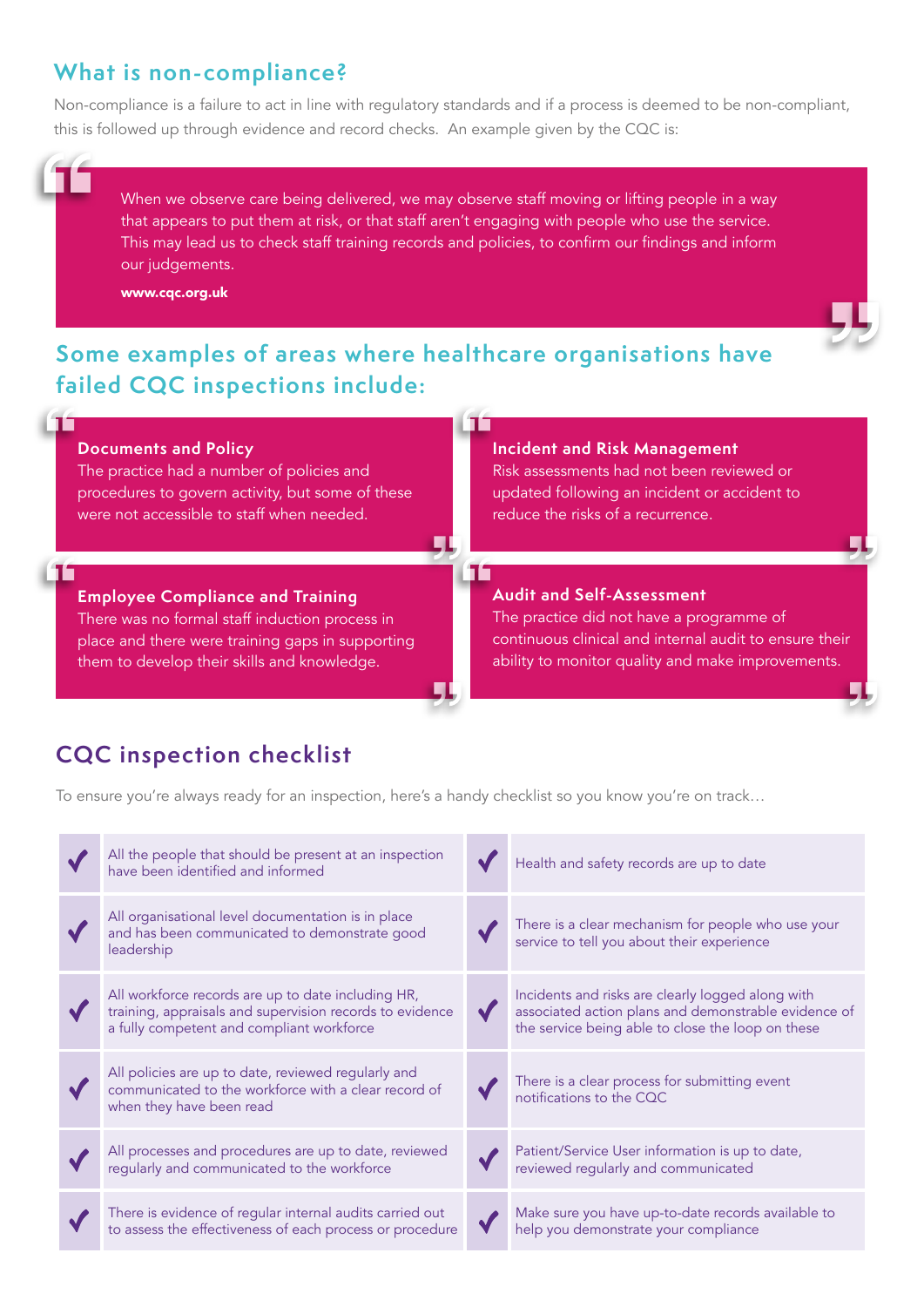## What is non-compliance?

Non-compliance is a failure to act in line with regulatory standards and if a process is deemed to be non-compliant, this is followed up through evidence and record checks. An example given by the CQC is:

> When we observe care being delivered, we may observe staff moving or lifting people in a way that appears to put them at risk, or that staff aren't engaging with people who use the service. This may lead us to check staff training records and policies, to confirm our findings and inform our judgements.
>
> **www.cqc.org.uk**

## Some examples of areas where healthcare organisations have failed CQC inspections include:

**Documents and Policy**
The practice had a number of policies and procedures to govern activity, but some of these were not accessible to staff when needed.

**Incident and Risk Management**
Risk assessments had not been reviewed or updated following an incident or accident to reduce the risks of a recurrence.

**Employee Compliance and Training**
There was no formal staff induction process in place and there were training gaps in supporting them to develop their skills and knowledge.

**Audit and Self-Assessment**
The practice did not have a programme of continuous clinical and internal audit to ensure their ability to monitor quality and make improvements.

## CQC inspection checklist

To ensure you're always ready for an inspection, here's a handy checklist so you know you're on track…

- ✔ All the people that should be present at an inspection have been identified and informed
- ✔ All organisational level documentation is in place and has been communicated to demonstrate good leadership
- ✔ All workforce records are up to date including HR, training, appraisals and supervision records to evidence a fully competent and compliant workforce
- ✔ All policies are up to date, reviewed regularly and communicated to the workforce with a clear record of when they have been read
- ✔ All processes and procedures are up to date, reviewed regularly and communicated to the workforce
- ✔ There is evidence of regular internal audits carried out to assess the effectiveness of each process or procedure
- ✔ Health and safety records are up to date
- ✔ There is a clear mechanism for people who use your service to tell you about their experience
- ✔ Incidents and risks are clearly logged along with associated action plans and demonstrable evidence of the service being able to close the loop on these
- ✔ There is a clear process for submitting event notifications to the CQC
- ✔ Patient/Service User information is up to date, reviewed regularly and communicated
- ✔ Make sure you have up-to-date records available to help you demonstrate your compliance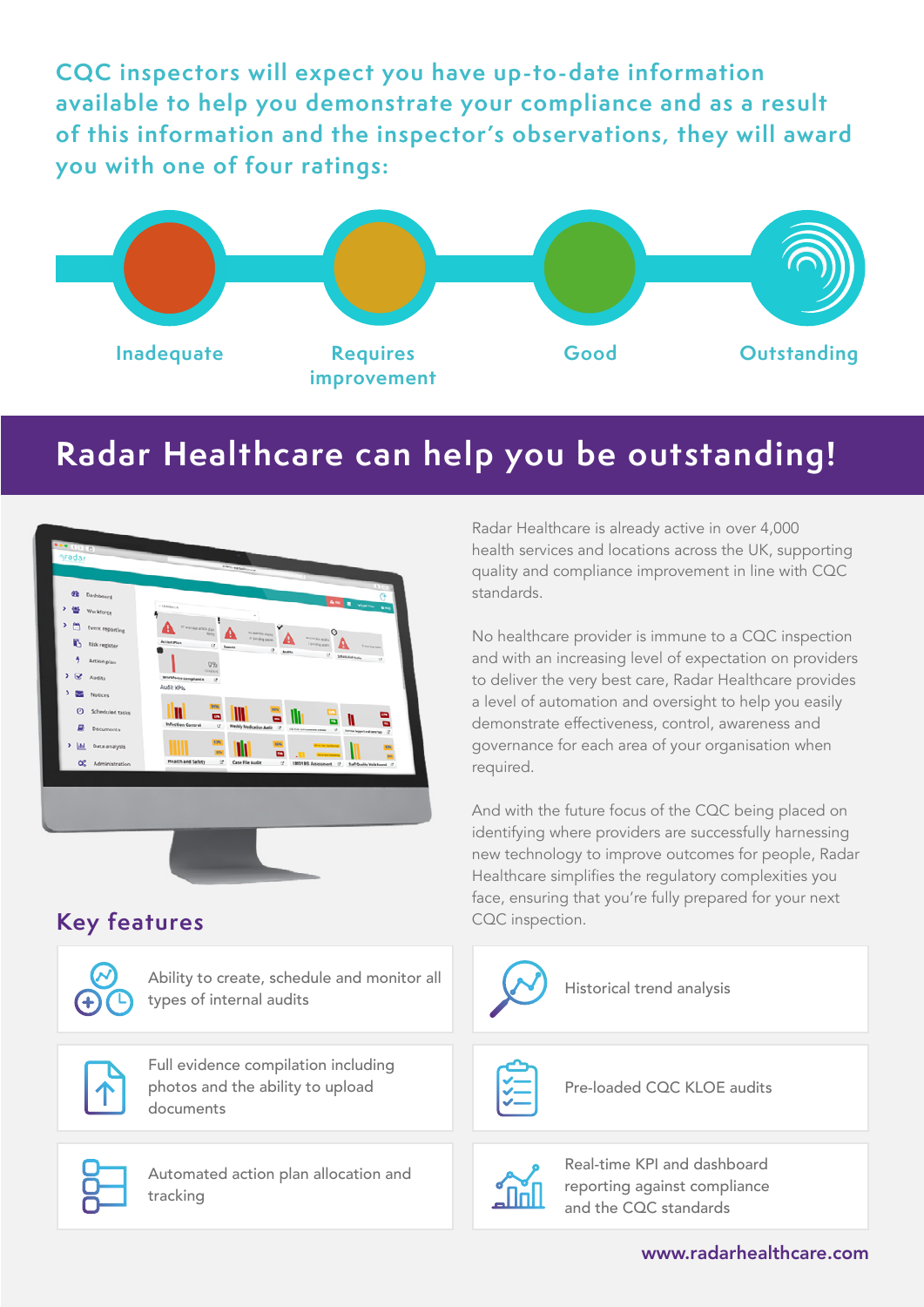CQC inspectors will expect you have up-to-date information available to help you demonstrate your compliance and as a result of this information and the inspector's observations, they will award you with one of four ratings:

- Inadequate
- Requires improvement
- Good
- Outstanding

## Radar Healthcare can help you be outstanding!

Radar Healthcare is already active in over 4,000 health services and locations across the UK, supporting quality and compliance improvement in line with CQC standards.

No healthcare provider is immune to a CQC inspection and with an increasing level of expectation on providers to deliver the very best care, Radar Healthcare provides a level of automation and oversight to help you easily demonstrate effectiveness, control, awareness and governance for each area of your organisation when required.

And with the future focus of the CQC being placed on identifying where providers are successfully harnessing new technology to improve outcomes for people, Radar Healthcare simplifies the regulatory complexities you face, ensuring that you're fully prepared for your next CQC inspection.

### Key features

- Ability to create, schedule and monitor all types of internal audits
- Historical trend analysis
- Full evidence compilation including photos and the ability to upload documents
- Pre-loaded CQC KLOE audits
- Automated action plan allocation and tracking
- Real-time KPI and dashboard reporting against compliance and the CQC standards

www.radarhealthcare.com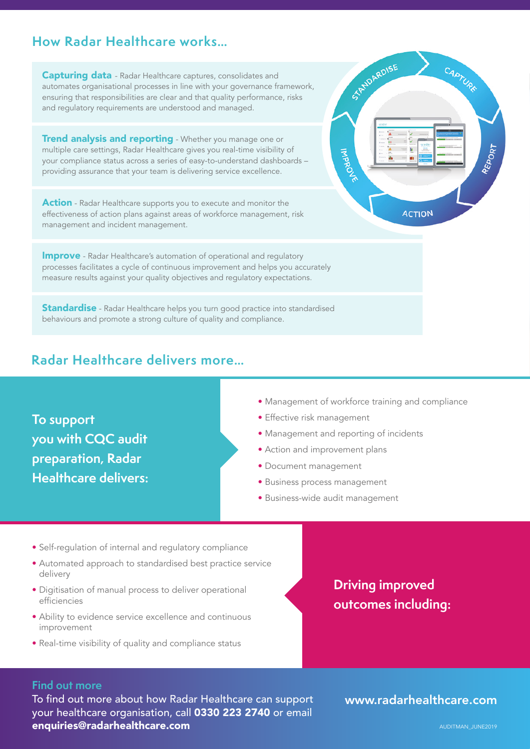## How Radar Healthcare works...

**Capturing data** - Radar Healthcare captures, consolidates and automates organisational processes in line with your governance framework, ensuring that responsibilities are clear and that quality performance, risks and regulatory requirements are understood and managed.

**Trend analysis and reporting** - Whether you manage one or multiple care settings, Radar Healthcare gives you real-time visibility of your compliance status across a series of easy-to-understand dashboards – providing assurance that your team is delivering service excellence.

**Action** - Radar Healthcare supports you to execute and monitor the effectiveness of action plans against areas of workforce management, risk management and incident management.

**Improve** - Radar Healthcare's automation of operational and regulatory processes facilitates a cycle of continuous improvement and helps you accurately measure results against your quality objectives and regulatory expectations.

**Standardise** - Radar Healthcare helps you turn good practice into standardised behaviours and promote a strong culture of quality and compliance.

STANDARDISE
CAPTURE
REPORT
ACTION
IMPROVE

## Radar Healthcare delivers more...

**To support you with CQC audit preparation, Radar Healthcare delivers:**

- Management of workforce training and compliance
- Effective risk management
- Management and reporting of incidents
- Action and improvement plans
- Document management
- Business process management
- Business-wide audit management

**Driving improved outcomes including:**

- Self-regulation of internal and regulatory compliance
- Automated approach to standardised best practice service delivery
- Digitisation of manual process to deliver operational efficiencies
- Ability to evidence service excellence and continuous improvement
- Real-time visibility of quality and compliance status

### Find out more

To find out more about how Radar Healthcare can support your healthcare organisation, call **0330 223 2740** or email **enquiries@radarhealthcare.com**

**www.radarhealthcare.com**

AUDITMAN_JUNE2019